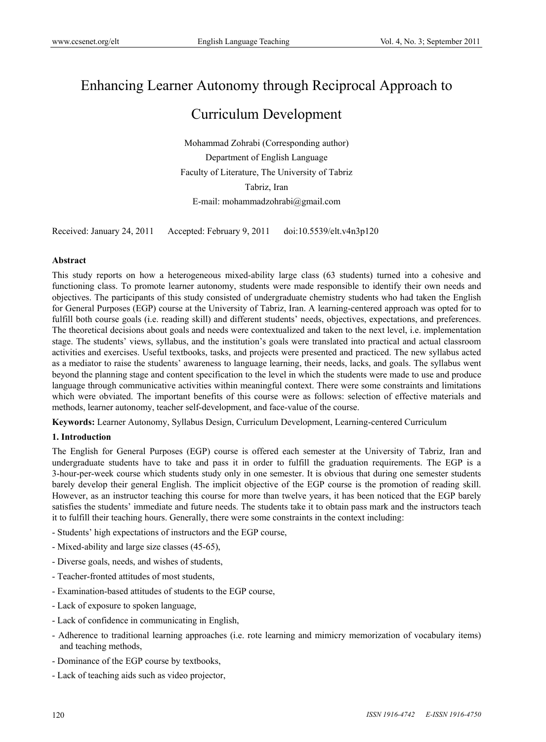# Enhancing Learner Autonomy through Reciprocal Approach to Curriculum Development

Mohammad Zohrabi (Corresponding author)
Department of English Language
Faculty of Literature, The University of Tabriz
Tabriz, Iran
E-mail: mohammadzohrabi@gmail.com

Received: January 24, 2011 Accepted: February 9, 2011 doi:10.5539/elt.v4n3p120

**Abstract**

This study reports on how a heterogeneous mixed-ability large class (63 students) turned into a cohesive and functioning class. To promote learner autonomy, students were made responsible to identify their own needs and objectives. The participants of this study consisted of undergraduate chemistry students who had taken the English for General Purposes (EGP) course at the University of Tabriz, Iran. A learning-centered approach was opted for to fulfill both course goals (i.e. reading skill) and different students' needs, objectives, expectations, and preferences. The theoretical decisions about goals and needs were contextualized and taken to the next level, i.e. implementation stage. The students' views, syllabus, and the institution's goals were translated into practical and actual classroom activities and exercises. Useful textbooks, tasks, and projects were presented and practiced. The new syllabus acted as a mediator to raise the students' awareness to language learning, their needs, lacks, and goals. The syllabus went beyond the planning stage and content specification to the level in which the students were made to use and produce language through communicative activities within meaningful context. There were some constraints and limitations which were obviated. The important benefits of this course were as follows: selection of effective materials and methods, learner autonomy, teacher self-development, and face-value of the course.

**Keywords:** Learner Autonomy, Syllabus Design, Curriculum Development, Learning-centered Curriculum

## 1. Introduction

The English for General Purposes (EGP) course is offered each semester at the University of Tabriz, Iran and undergraduate students have to take and pass it in order to fulfill the graduation requirements. The EGP is a 3-hour-per-week course which students study only in one semester. It is obvious that during one semester students barely develop their general English. The implicit objective of the EGP course is the promotion of reading skill. However, as an instructor teaching this course for more than twelve years, it has been noticed that the EGP barely satisfies the students' immediate and future needs. The students take it to obtain pass mark and the instructors teach it to fulfill their teaching hours. Generally, there were some constraints in the context including:

- Students' high expectations of instructors and the EGP course,
- Mixed-ability and large size classes (45-65),
- Diverse goals, needs, and wishes of students,
- Teacher-fronted attitudes of most students,
- Examination-based attitudes of students to the EGP course,
- Lack of exposure to spoken language,
- Lack of confidence in communicating in English,
- Adherence to traditional learning approaches (i.e. rote learning and mimicry memorization of vocabulary items) and teaching methods,
- Dominance of the EGP course by textbooks,
- Lack of teaching aids such as video projector,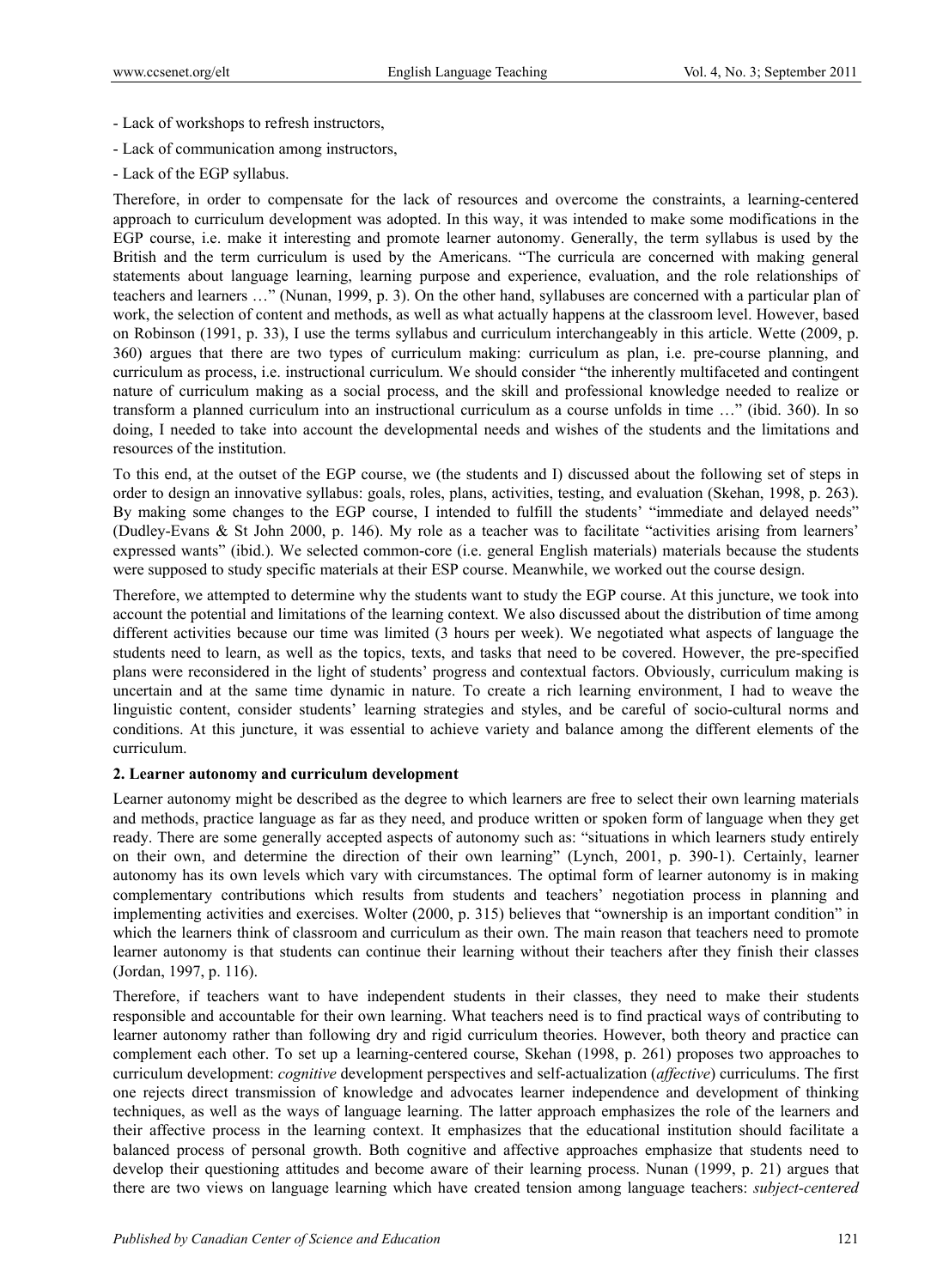- Lack of workshops to refresh instructors,
- Lack of communication among instructors,
- Lack of the EGP syllabus.

Therefore, in order to compensate for the lack of resources and overcome the constraints, a learning-centered approach to curriculum development was adopted. In this way, it was intended to make some modifications in the EGP course, i.e. make it interesting and promote learner autonomy. Generally, the term syllabus is used by the British and the term curriculum is used by the Americans. "The curricula are concerned with making general statements about language learning, learning purpose and experience, evaluation, and the role relationships of teachers and learners …" (Nunan, 1999, p. 3). On the other hand, syllabuses are concerned with a particular plan of work, the selection of content and methods, as well as what actually happens at the classroom level. However, based on Robinson (1991, p. 33), I use the terms syllabus and curriculum interchangeably in this article. Wette (2009, p. 360) argues that there are two types of curriculum making: curriculum as plan, i.e. pre-course planning, and curriculum as process, i.e. instructional curriculum. We should consider "the inherently multifaceted and contingent nature of curriculum making as a social process, and the skill and professional knowledge needed to realize or transform a planned curriculum into an instructional curriculum as a course unfolds in time …" (ibid. 360). In so doing, I needed to take into account the developmental needs and wishes of the students and the limitations and resources of the institution.

To this end, at the outset of the EGP course, we (the students and I) discussed about the following set of steps in order to design an innovative syllabus: goals, roles, plans, activities, testing, and evaluation (Skehan, 1998, p. 263). By making some changes to the EGP course, I intended to fulfill the students' "immediate and delayed needs" (Dudley-Evans & St John 2000, p. 146). My role as a teacher was to facilitate "activities arising from learners' expressed wants" (ibid.). We selected common-core (i.e. general English materials) materials because the students were supposed to study specific materials at their ESP course. Meanwhile, we worked out the course design.

Therefore, we attempted to determine why the students want to study the EGP course. At this juncture, we took into account the potential and limitations of the learning context. We also discussed about the distribution of time among different activities because our time was limited (3 hours per week). We negotiated what aspects of language the students need to learn, as well as the topics, texts, and tasks that need to be covered. However, the pre-specified plans were reconsidered in the light of students' progress and contextual factors. Obviously, curriculum making is uncertain and at the same time dynamic in nature. To create a rich learning environment, I had to weave the linguistic content, consider students' learning strategies and styles, and be careful of socio-cultural norms and conditions. At this juncture, it was essential to achieve variety and balance among the different elements of the curriculum.

## 2. Learner autonomy and curriculum development

Learner autonomy might be described as the degree to which learners are free to select their own learning materials and methods, practice language as far as they need, and produce written or spoken form of language when they get ready. There are some generally accepted aspects of autonomy such as: "situations in which learners study entirely on their own, and determine the direction of their own learning" (Lynch, 2001, p. 390-1). Certainly, learner autonomy has its own levels which vary with circumstances. The optimal form of learner autonomy is in making complementary contributions which results from students and teachers' negotiation process in planning and implementing activities and exercises. Wolter (2000, p. 315) believes that "ownership is an important condition" in which the learners think of classroom and curriculum as their own. The main reason that teachers need to promote learner autonomy is that students can continue their learning without their teachers after they finish their classes (Jordan, 1997, p. 116).

Therefore, if teachers want to have independent students in their classes, they need to make their students responsible and accountable for their own learning. What teachers need is to find practical ways of contributing to learner autonomy rather than following dry and rigid curriculum theories. However, both theory and practice can complement each other. To set up a learning-centered course, Skehan (1998, p. 261) proposes two approaches to curriculum development: *cognitive* development perspectives and self-actualization (*affective*) curriculums. The first one rejects direct transmission of knowledge and advocates learner independence and development of thinking techniques, as well as the ways of language learning. The latter approach emphasizes the role of the learners and their affective process in the learning context. It emphasizes that the educational institution should facilitate a balanced process of personal growth. Both cognitive and affective approaches emphasize that students need to develop their questioning attitudes and become aware of their learning process. Nunan (1999, p. 21) argues that there are two views on language learning which have created tension among language teachers: *subject-centered*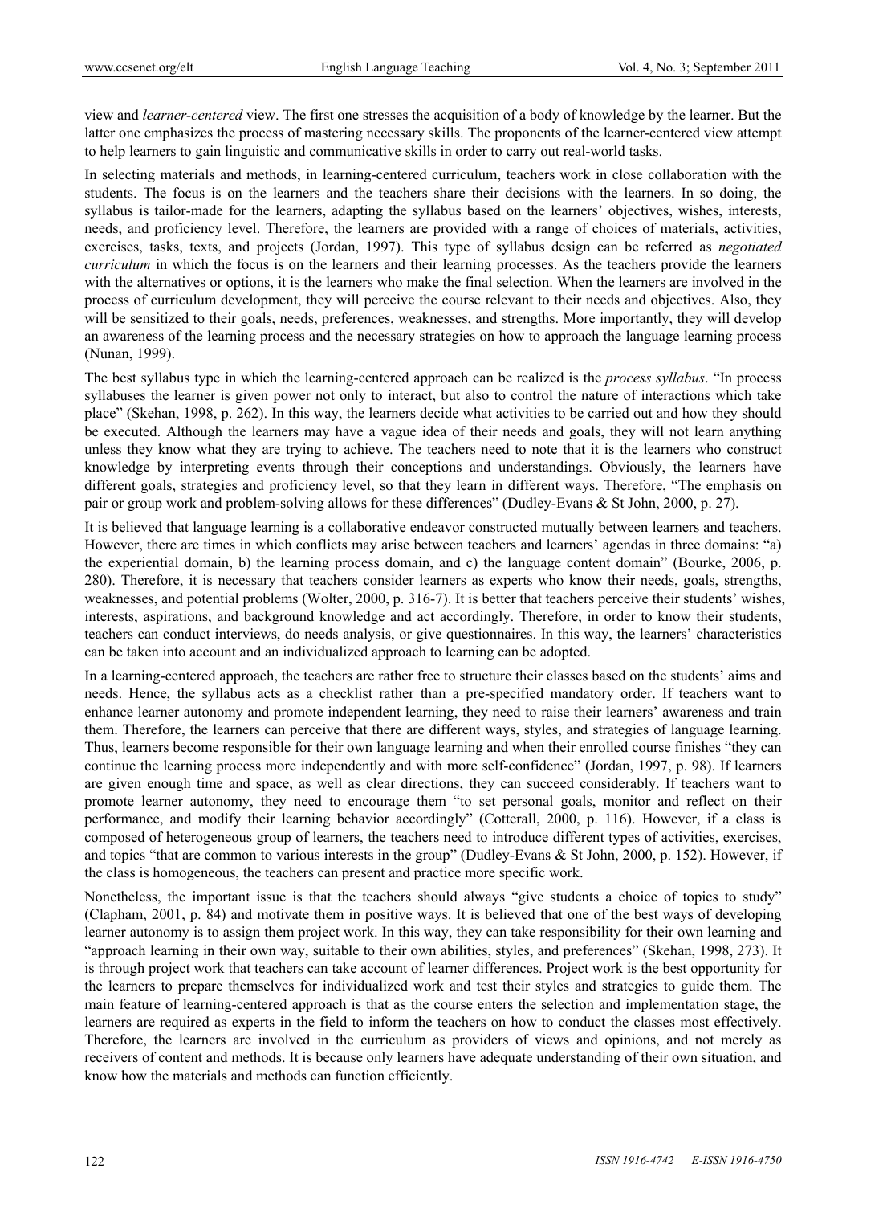view and *learner-centered* view. The first one stresses the acquisition of a body of knowledge by the learner. But the latter one emphasizes the process of mastering necessary skills. The proponents of the learner-centered view attempt to help learners to gain linguistic and communicative skills in order to carry out real-world tasks.

In selecting materials and methods, in learning-centered curriculum, teachers work in close collaboration with the students. The focus is on the learners and the teachers share their decisions with the learners. In so doing, the syllabus is tailor-made for the learners, adapting the syllabus based on the learners' objectives, wishes, interests, needs, and proficiency level. Therefore, the learners are provided with a range of choices of materials, activities, exercises, tasks, texts, and projects (Jordan, 1997). This type of syllabus design can be referred as *negotiated curriculum* in which the focus is on the learners and their learning processes. As the teachers provide the learners with the alternatives or options, it is the learners who make the final selection. When the learners are involved in the process of curriculum development, they will perceive the course relevant to their needs and objectives. Also, they will be sensitized to their goals, needs, preferences, weaknesses, and strengths. More importantly, they will develop an awareness of the learning process and the necessary strategies on how to approach the language learning process (Nunan, 1999).

The best syllabus type in which the learning-centered approach can be realized is the *process syllabus*. "In process syllabuses the learner is given power not only to interact, but also to control the nature of interactions which take place" (Skehan, 1998, p. 262). In this way, the learners decide what activities to be carried out and how they should be executed. Although the learners may have a vague idea of their needs and goals, they will not learn anything unless they know what they are trying to achieve. The teachers need to note that it is the learners who construct knowledge by interpreting events through their conceptions and understandings. Obviously, the learners have different goals, strategies and proficiency level, so that they learn in different ways. Therefore, "The emphasis on pair or group work and problem-solving allows for these differences" (Dudley-Evans & St John, 2000, p. 27).

It is believed that language learning is a collaborative endeavor constructed mutually between learners and teachers. However, there are times in which conflicts may arise between teachers and learners' agendas in three domains: "a) the experiential domain, b) the learning process domain, and c) the language content domain" (Bourke, 2006, p. 280). Therefore, it is necessary that teachers consider learners as experts who know their needs, goals, strengths, weaknesses, and potential problems (Wolter, 2000, p. 316-7). It is better that teachers perceive their students' wishes, interests, aspirations, and background knowledge and act accordingly. Therefore, in order to know their students, teachers can conduct interviews, do needs analysis, or give questionnaires. In this way, the learners' characteristics can be taken into account and an individualized approach to learning can be adopted.

In a learning-centered approach, the teachers are rather free to structure their classes based on the students' aims and needs. Hence, the syllabus acts as a checklist rather than a pre-specified mandatory order. If teachers want to enhance learner autonomy and promote independent learning, they need to raise their learners' awareness and train them. Therefore, the learners can perceive that there are different ways, styles, and strategies of language learning. Thus, learners become responsible for their own language learning and when their enrolled course finishes "they can continue the learning process more independently and with more self-confidence" (Jordan, 1997, p. 98). If learners are given enough time and space, as well as clear directions, they can succeed considerably. If teachers want to promote learner autonomy, they need to encourage them "to set personal goals, monitor and reflect on their performance, and modify their learning behavior accordingly" (Cotterall, 2000, p. 116). However, if a class is composed of heterogeneous group of learners, the teachers need to introduce different types of activities, exercises, and topics "that are common to various interests in the group" (Dudley-Evans & St John, 2000, p. 152). However, if the class is homogeneous, the teachers can present and practice more specific work.

Nonetheless, the important issue is that the teachers should always "give students a choice of topics to study" (Clapham, 2001, p. 84) and motivate them in positive ways. It is believed that one of the best ways of developing learner autonomy is to assign them project work. In this way, they can take responsibility for their own learning and "approach learning in their own way, suitable to their own abilities, styles, and preferences" (Skehan, 1998, 273). It is through project work that teachers can take account of learner differences. Project work is the best opportunity for the learners to prepare themselves for individualized work and test their styles and strategies to guide them. The main feature of learning-centered approach is that as the course enters the selection and implementation stage, the learners are required as experts in the field to inform the teachers on how to conduct the classes most effectively. Therefore, the learners are involved in the curriculum as providers of views and opinions, and not merely as receivers of content and methods. It is because only learners have adequate understanding of their own situation, and know how the materials and methods can function efficiently.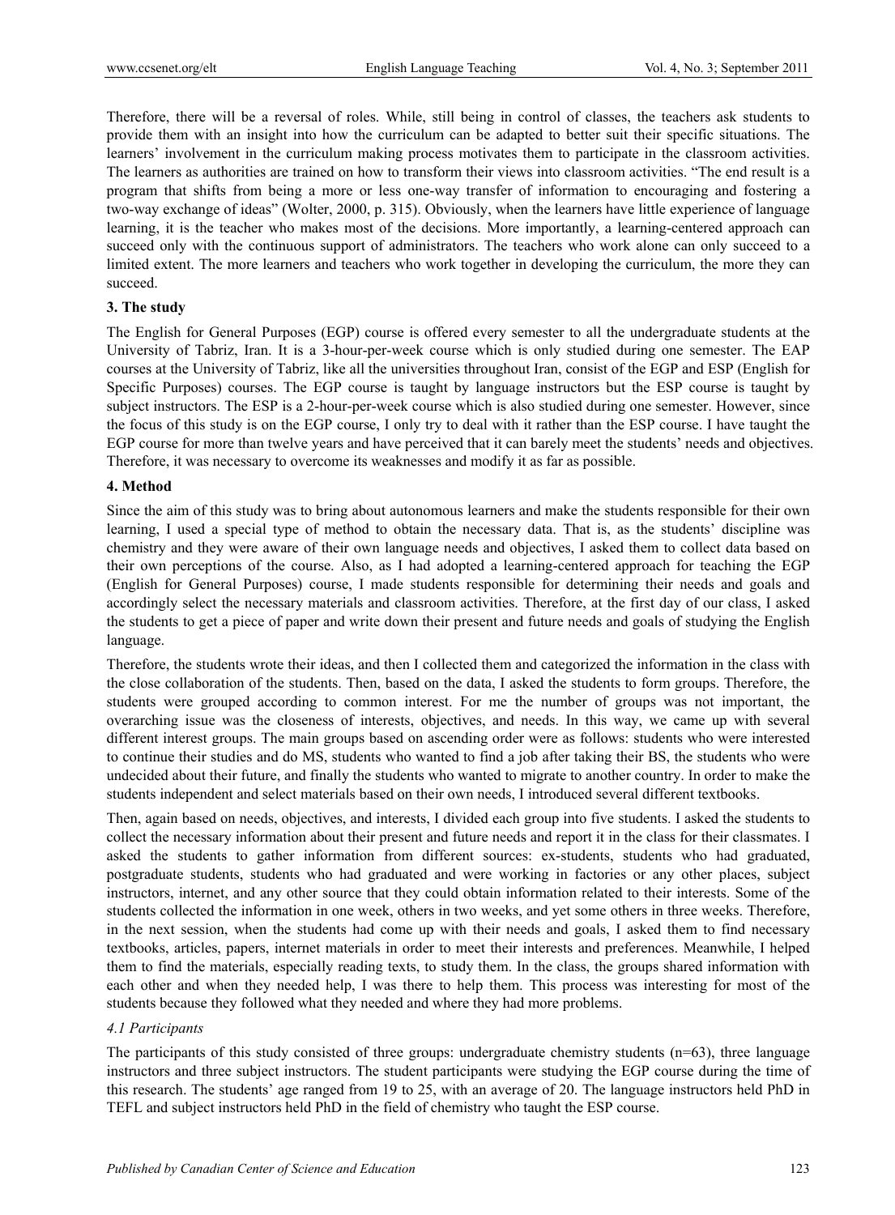Therefore, there will be a reversal of roles. While, still being in control of classes, the teachers ask students to provide them with an insight into how the curriculum can be adapted to better suit their specific situations. The learners' involvement in the curriculum making process motivates them to participate in the classroom activities. The learners as authorities are trained on how to transform their views into classroom activities. "The end result is a program that shifts from being a more or less one-way transfer of information to encouraging and fostering a two-way exchange of ideas" (Wolter, 2000, p. 315). Obviously, when the learners have little experience of language learning, it is the teacher who makes most of the decisions. More importantly, a learning-centered approach can succeed only with the continuous support of administrators. The teachers who work alone can only succeed to a limited extent. The more learners and teachers who work together in developing the curriculum, the more they can succeed.

## 3. The study

The English for General Purposes (EGP) course is offered every semester to all the undergraduate students at the University of Tabriz, Iran. It is a 3-hour-per-week course which is only studied during one semester. The EAP courses at the University of Tabriz, like all the universities throughout Iran, consist of the EGP and ESP (English for Specific Purposes) courses. The EGP course is taught by language instructors but the ESP course is taught by subject instructors. The ESP is a 2-hour-per-week course which is also studied during one semester. However, since the focus of this study is on the EGP course, I only try to deal with it rather than the ESP course. I have taught the EGP course for more than twelve years and have perceived that it can barely meet the students' needs and objectives. Therefore, it was necessary to overcome its weaknesses and modify it as far as possible.

## 4. Method

Since the aim of this study was to bring about autonomous learners and make the students responsible for their own learning, I used a special type of method to obtain the necessary data. That is, as the students' discipline was chemistry and they were aware of their own language needs and objectives, I asked them to collect data based on their own perceptions of the course. Also, as I had adopted a learning-centered approach for teaching the EGP (English for General Purposes) course, I made students responsible for determining their needs and goals and accordingly select the necessary materials and classroom activities. Therefore, at the first day of our class, I asked the students to get a piece of paper and write down their present and future needs and goals of studying the English language.

Therefore, the students wrote their ideas, and then I collected them and categorized the information in the class with the close collaboration of the students. Then, based on the data, I asked the students to form groups. Therefore, the students were grouped according to common interest. For me the number of groups was not important, the overarching issue was the closeness of interests, objectives, and needs. In this way, we came up with several different interest groups. The main groups based on ascending order were as follows: students who were interested to continue their studies and do MS, students who wanted to find a job after taking their BS, the students who were undecided about their future, and finally the students who wanted to migrate to another country. In order to make the students independent and select materials based on their own needs, I introduced several different textbooks.

Then, again based on needs, objectives, and interests, I divided each group into five students. I asked the students to collect the necessary information about their present and future needs and report it in the class for their classmates. I asked the students to gather information from different sources: ex-students, students who had graduated, postgraduate students, students who had graduated and were working in factories or any other places, subject instructors, internet, and any other source that they could obtain information related to their interests. Some of the students collected the information in one week, others in two weeks, and yet some others in three weeks. Therefore, in the next session, when the students had come up with their needs and goals, I asked them to find necessary textbooks, articles, papers, internet materials in order to meet their interests and preferences. Meanwhile, I helped them to find the materials, especially reading texts, to study them. In the class, the groups shared information with each other and when they needed help, I was there to help them. This process was interesting for most of the students because they followed what they needed and where they had more problems.

### *4.1 Participants*

The participants of this study consisted of three groups: undergraduate chemistry students (n=63), three language instructors and three subject instructors. The student participants were studying the EGP course during the time of this research. The students' age ranged from 19 to 25, with an average of 20. The language instructors held PhD in TEFL and subject instructors held PhD in the field of chemistry who taught the ESP course.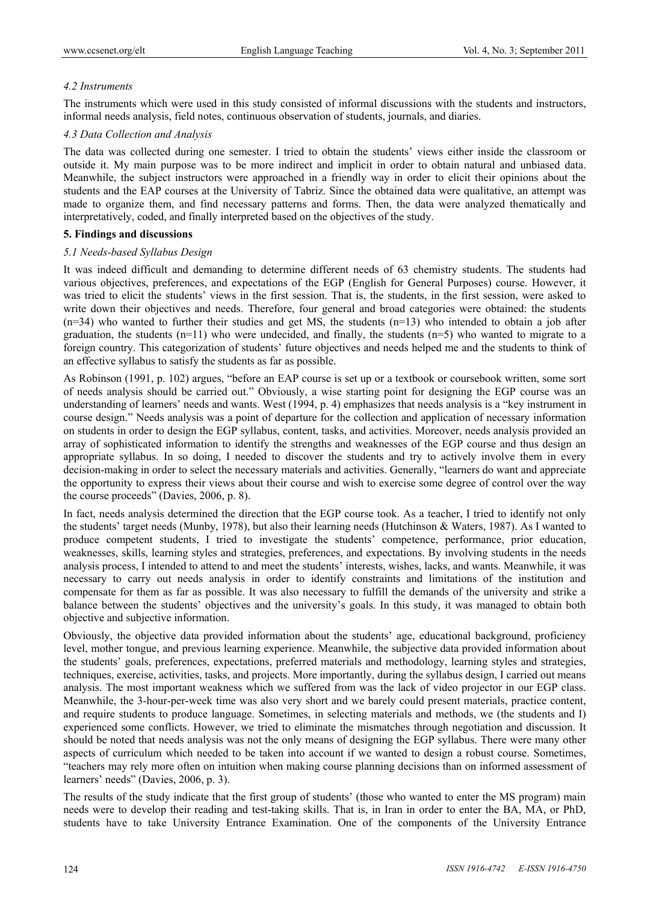### *4.2 Instruments*

The instruments which were used in this study consisted of informal discussions with the students and instructors, informal needs analysis, field notes, continuous observation of students, journals, and diaries.

### *4.3 Data Collection and Analysis*

The data was collected during one semester. I tried to obtain the students' views either inside the classroom or outside it. My main purpose was to be more indirect and implicit in order to obtain natural and unbiased data. Meanwhile, the subject instructors were approached in a friendly way in order to elicit their opinions about the students and the EAP courses at the University of Tabriz. Since the obtained data were qualitative, an attempt was made to organize them, and find necessary patterns and forms. Then, the data were analyzed thematically and interpretatively, coded, and finally interpreted based on the objectives of the study.

## **5. Findings and discussions**

### *5.1 Needs-based Syllabus Design*

It was indeed difficult and demanding to determine different needs of 63 chemistry students. The students had various objectives, preferences, and expectations of the EGP (English for General Purposes) course. However, it was tried to elicit the students' views in the first session. That is, the students, in the first session, were asked to write down their objectives and needs. Therefore, four general and broad categories were obtained: the students (n=34) who wanted to further their studies and get MS, the students (n=13) who intended to obtain a job after graduation, the students (n=11) who were undecided, and finally, the students (n=5) who wanted to migrate to a foreign country. This categorization of students' future objectives and needs helped me and the students to think of an effective syllabus to satisfy the students as far as possible.

As Robinson (1991, p. 102) argues, "before an EAP course is set up or a textbook or coursebook written, some sort of needs analysis should be carried out." Obviously, a wise starting point for designing the EGP course was an understanding of learners' needs and wants. West (1994, p. 4) emphasizes that needs analysis is a "key instrument in course design." Needs analysis was a point of departure for the collection and application of necessary information on students in order to design the EGP syllabus, content, tasks, and activities. Moreover, needs analysis provided an array of sophisticated information to identify the strengths and weaknesses of the EGP course and thus design an appropriate syllabus. In so doing, I needed to discover the students and try to actively involve them in every decision-making in order to select the necessary materials and activities. Generally, "learners do want and appreciate the opportunity to express their views about their course and wish to exercise some degree of control over the way the course proceeds" (Davies, 2006, p. 8).

In fact, needs analysis determined the direction that the EGP course took. As a teacher, I tried to identify not only the students' target needs (Munby, 1978), but also their learning needs (Hutchinson & Waters, 1987). As I wanted to produce competent students, I tried to investigate the students' competence, performance, prior education, weaknesses, skills, learning styles and strategies, preferences, and expectations. By involving students in the needs analysis process, I intended to attend to and meet the students' interests, wishes, lacks, and wants. Meanwhile, it was necessary to carry out needs analysis in order to identify constraints and limitations of the institution and compensate for them as far as possible. It was also necessary to fulfill the demands of the university and strike a balance between the students' objectives and the university's goals. In this study, it was managed to obtain both objective and subjective information.

Obviously, the objective data provided information about the students' age, educational background, proficiency level, mother tongue, and previous learning experience. Meanwhile, the subjective data provided information about the students' goals, preferences, expectations, preferred materials and methodology, learning styles and strategies, techniques, exercise, activities, tasks, and projects. More importantly, during the syllabus design, I carried out means analysis. The most important weakness which we suffered from was the lack of video projector in our EGP class. Meanwhile, the 3-hour-per-week time was also very short and we barely could present materials, practice content, and require students to produce language. Sometimes, in selecting materials and methods, we (the students and I) experienced some conflicts. However, we tried to eliminate the mismatches through negotiation and discussion. It should be noted that needs analysis was not the only means of designing the EGP syllabus. There were many other aspects of curriculum which needed to be taken into account if we wanted to design a robust course. Sometimes, "teachers may rely more often on intuition when making course planning decisions than on informed assessment of learners' needs" (Davies, 2006, p. 3).

The results of the study indicate that the first group of students' (those who wanted to enter the MS program) main needs were to develop their reading and test-taking skills. That is, in Iran in order to enter the BA, MA, or PhD, students have to take University Entrance Examination. One of the components of the University Entrance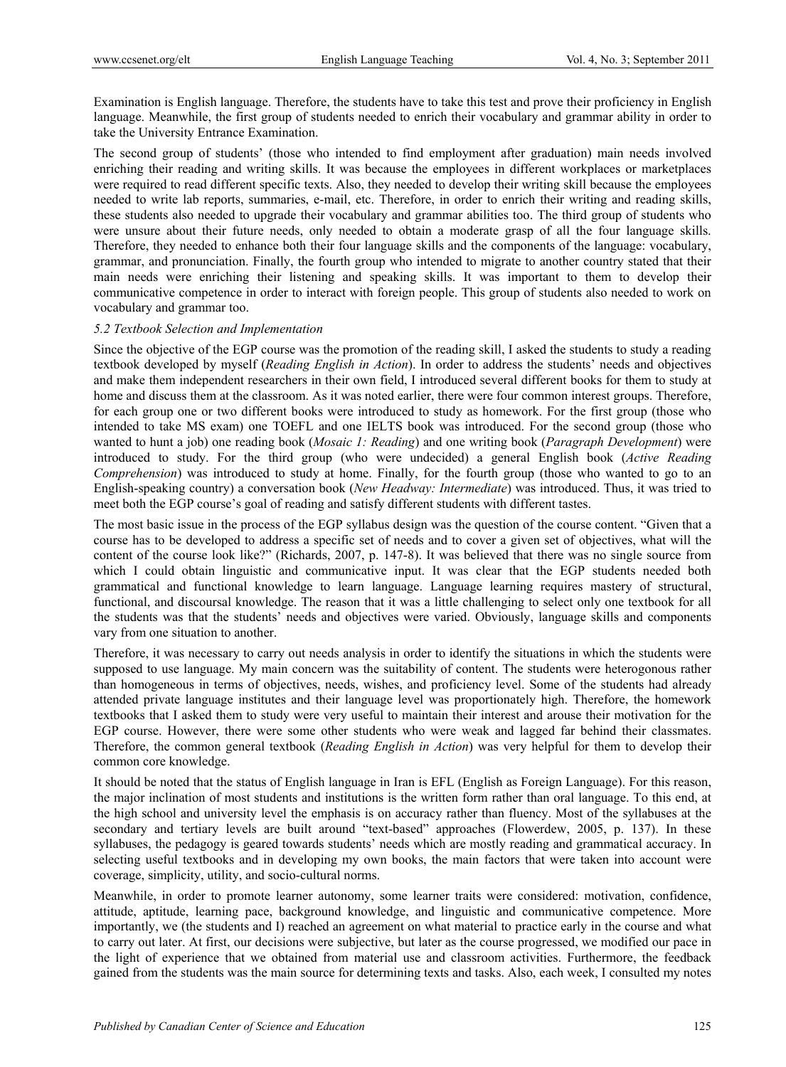Examination is English language. Therefore, the students have to take this test and prove their proficiency in English language. Meanwhile, the first group of students needed to enrich their vocabulary and grammar ability in order to take the University Entrance Examination.

The second group of students' (those who intended to find employment after graduation) main needs involved enriching their reading and writing skills. It was because the employees in different workplaces or marketplaces were required to read different specific texts. Also, they needed to develop their writing skill because the employees needed to write lab reports, summaries, e-mail, etc. Therefore, in order to enrich their writing and reading skills, these students also needed to upgrade their vocabulary and grammar abilities too. The third group of students who were unsure about their future needs, only needed to obtain a moderate grasp of all the four language skills. Therefore, they needed to enhance both their four language skills and the components of the language: vocabulary, grammar, and pronunciation. Finally, the fourth group who intended to migrate to another country stated that their main needs were enriching their listening and speaking skills. It was important to them to develop their communicative competence in order to interact with foreign people. This group of students also needed to work on vocabulary and grammar too.

### *5.2 Textbook Selection and Implementation*

Since the objective of the EGP course was the promotion of the reading skill, I asked the students to study a reading textbook developed by myself (*Reading English in Action*). In order to address the students' needs and objectives and make them independent researchers in their own field, I introduced several different books for them to study at home and discuss them at the classroom. As it was noted earlier, there were four common interest groups. Therefore, for each group one or two different books were introduced to study as homework. For the first group (those who intended to take MS exam) one TOEFL and one IELTS book was introduced. For the second group (those who wanted to hunt a job) one reading book (*Mosaic 1: Reading*) and one writing book (*Paragraph Development*) were introduced to study. For the third group (who were undecided) a general English book (*Active Reading Comprehension*) was introduced to study at home. Finally, for the fourth group (those who wanted to go to an English-speaking country) a conversation book (*New Headway: Intermediate*) was introduced. Thus, it was tried to meet both the EGP course's goal of reading and satisfy different students with different tastes.

The most basic issue in the process of the EGP syllabus design was the question of the course content. "Given that a course has to be developed to address a specific set of needs and to cover a given set of objectives, what will the content of the course look like?" (Richards, 2007, p. 147-8). It was believed that there was no single source from which I could obtain linguistic and communicative input. It was clear that the EGP students needed both grammatical and functional knowledge to learn language. Language learning requires mastery of structural, functional, and discoursal knowledge. The reason that it was a little challenging to select only one textbook for all the students was that the students' needs and objectives were varied. Obviously, language skills and components vary from one situation to another.

Therefore, it was necessary to carry out needs analysis in order to identify the situations in which the students were supposed to use language. My main concern was the suitability of content. The students were heterogonous rather than homogeneous in terms of objectives, needs, wishes, and proficiency level. Some of the students had already attended private language institutes and their language level was proportionately high. Therefore, the homework textbooks that I asked them to study were very useful to maintain their interest and arouse their motivation for the EGP course. However, there were some other students who were weak and lagged far behind their classmates. Therefore, the common general textbook (*Reading English in Action*) was very helpful for them to develop their common core knowledge.

It should be noted that the status of English language in Iran is EFL (English as Foreign Language). For this reason, the major inclination of most students and institutions is the written form rather than oral language. To this end, at the high school and university level the emphasis is on accuracy rather than fluency. Most of the syllabuses at the secondary and tertiary levels are built around "text-based" approaches (Flowerdew, 2005, p. 137). In these syllabuses, the pedagogy is geared towards students' needs which are mostly reading and grammatical accuracy. In selecting useful textbooks and in developing my own books, the main factors that were taken into account were coverage, simplicity, utility, and socio-cultural norms.

Meanwhile, in order to promote learner autonomy, some learner traits were considered: motivation, confidence, attitude, aptitude, learning pace, background knowledge, and linguistic and communicative competence. More importantly, we (the students and I) reached an agreement on what material to practice early in the course and what to carry out later. At first, our decisions were subjective, but later as the course progressed, we modified our pace in the light of experience that we obtained from material use and classroom activities. Furthermore, the feedback gained from the students was the main source for determining texts and tasks. Also, each week, I consulted my notes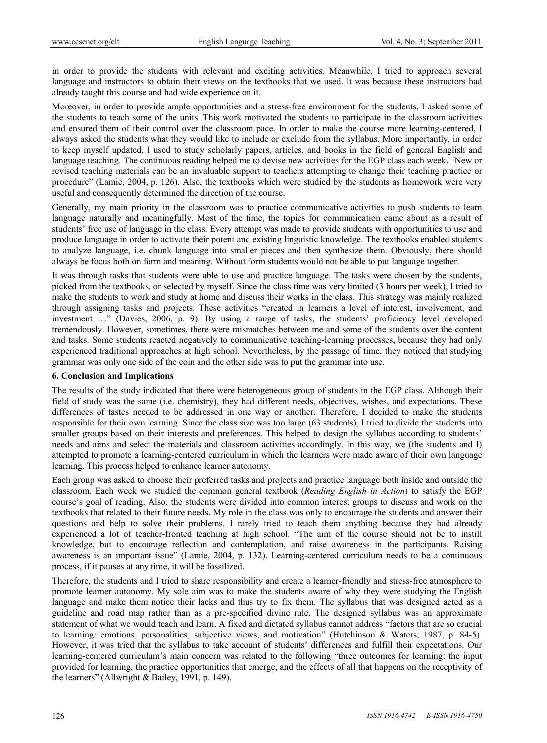in order to provide the students with relevant and exciting activities. Meanwhile, I tried to approach several language and instructors to obtain their views on the textbooks that we used. It was because these instructors had already taught this course and had wide experience on it.

Moreover, in order to provide ample opportunities and a stress-free environment for the students, I asked some of the students to teach some of the units. This work motivated the students to participate in the classroom activities and ensured them of their control over the classroom pace. In order to make the course more learning-centered, I always asked the students what they would like to include or exclude from the syllabus. More importantly, in order to keep myself updated, I used to study scholarly papers, articles, and books in the field of general English and language teaching. The continuous reading helped me to devise new activities for the EGP class each week. "New or revised teaching materials can be an invaluable support to teachers attempting to change their teaching practice or procedure" (Lamie, 2004, p. 126). Also, the textbooks which were studied by the students as homework were very useful and consequently determined the direction of the course.

Generally, my main priority in the classroom was to practice communicative activities to push students to learn language naturally and meaningfully. Most of the time, the topics for communication came about as a result of students' free use of language in the class. Every attempt was made to provide students with opportunities to use and produce language in order to activate their potent and existing linguistic knowledge. The textbooks enabled students to analyze language, i.e. chunk language into smaller pieces and then synthesize them. Obviously, there should always be focus both on form and meaning. Without form students would not be able to put language together.

It was through tasks that students were able to use and practice language. The tasks were chosen by the students, picked from the textbooks, or selected by myself. Since the class time was very limited (3 hours per week), I tried to make the students to work and study at home and discuss their works in the class. This strategy was mainly realized through assigning tasks and projects. These activities "created in learners a level of interest, involvement, and investment …" (Davies, 2006, p. 9). By using a range of tasks, the students' proficiency level developed tremendously. However, sometimes, there were mismatches between me and some of the students over the content and tasks. Some students reacted negatively to communicative teaching-learning processes, because they had only experienced traditional approaches at high school. Nevertheless, by the passage of time, they noticed that studying grammar was only one side of the coin and the other side was to put the grammar into use.

## 6. Conclusion and Implications

The results of the study indicated that there were heterogeneous group of students in the EGP class. Although their field of study was the same (i.e. chemistry), they had different needs, objectives, wishes, and expectations. These differences of tastes needed to be addressed in one way or another. Therefore, I decided to make the students responsible for their own learning. Since the class size was too large (63 students), I tried to divide the students into smaller groups based on their interests and preferences. This helped to design the syllabus according to students' needs and aims and select the materials and classroom activities accordingly. In this way, we (the students and I) attempted to promote a learning-centered curriculum in which the learners were made aware of their own language learning. This process helped to enhance learner autonomy.

Each group was asked to choose their preferred tasks and projects and practice language both inside and outside the classroom. Each week we studied the common general textbook (*Reading English in Action*) to satisfy the EGP course's goal of reading. Also, the students were divided into common interest groups to discuss and work on the textbooks that related to their future needs. My role in the class was only to encourage the students and answer their questions and help to solve their problems. I rarely tried to teach them anything because they had already experienced a lot of teacher-fronted teaching at high school. "The aim of the course should not be to instill knowledge, but to encourage reflection and contemplation, and raise awareness in the participants. Raising awareness is an important issue" (Lamie, 2004, p. 132). Learning-centered curriculum needs to be a continuous process, if it pauses at any time, it will be fossilized.

Therefore, the students and I tried to share responsibility and create a learner-friendly and stress-free atmosphere to promote learner autonomy. My sole aim was to make the students aware of why they were studying the English language and make them notice their lacks and thus try to fix them. The syllabus that was designed acted as a guideline and road map rather than as a pre-specified divine rule. The designed syllabus was an approximate statement of what we would teach and learn. A fixed and dictated syllabus cannot address "factors that are so crucial to learning: emotions, personalities, subjective views, and motivation" (Hutchinson & Waters, 1987, p. 84-5). However, it was tried that the syllabus to take account of students' differences and fulfill their expectations. Our learning-centered curriculum's main concern was related to the following "three outcomes for learning: the input provided for learning, the practice opportunities that emerge, and the effects of all that happens on the receptivity of the learners" (Allwright & Bailey, 1991, p. 149).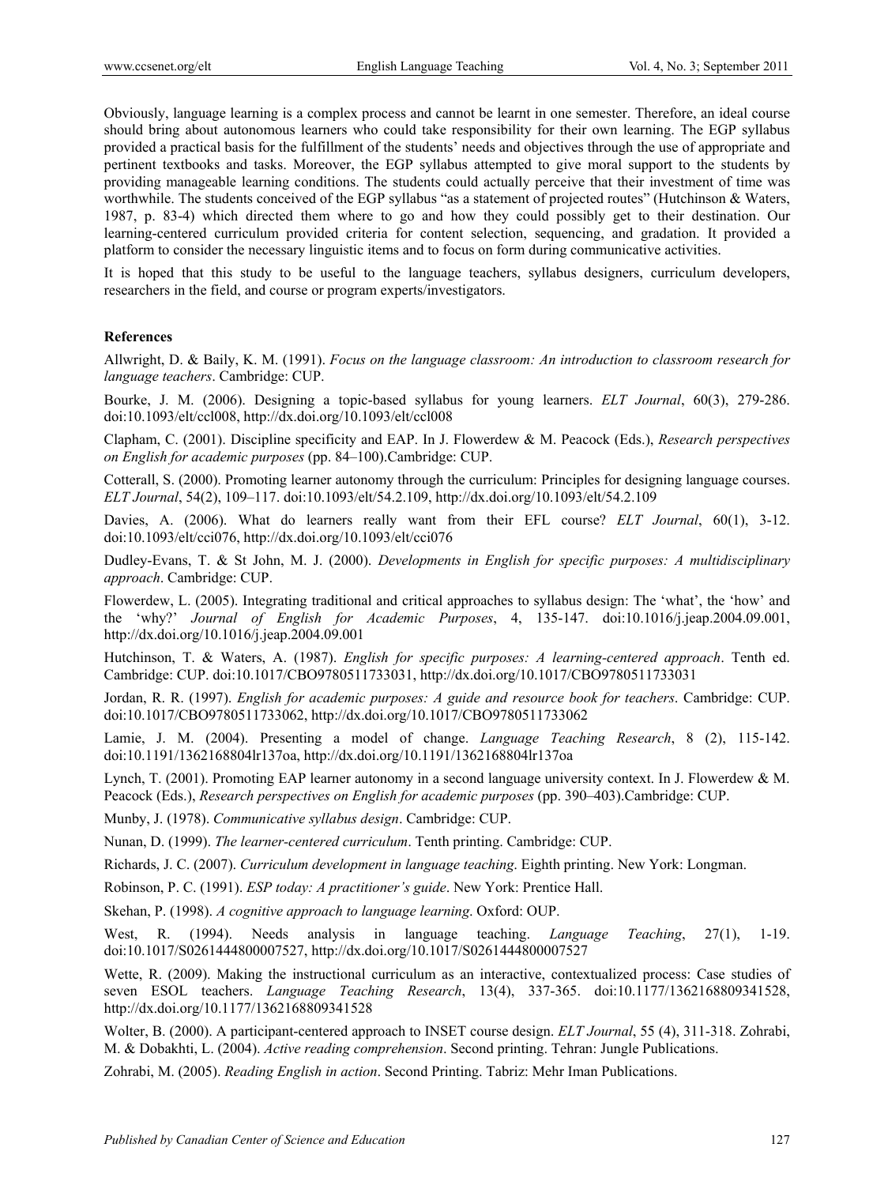Obviously, language learning is a complex process and cannot be learnt in one semester. Therefore, an ideal course should bring about autonomous learners who could take responsibility for their own learning. The EGP syllabus provided a practical basis for the fulfillment of the students' needs and objectives through the use of appropriate and pertinent textbooks and tasks. Moreover, the EGP syllabus attempted to give moral support to the students by providing manageable learning conditions. The students could actually perceive that their investment of time was worthwhile. The students conceived of the EGP syllabus "as a statement of projected routes" (Hutchinson & Waters, 1987, p. 83-4) which directed them where to go and how they could possibly get to their destination. Our learning-centered curriculum provided criteria for content selection, sequencing, and gradation. It provided a platform to consider the necessary linguistic items and to focus on form during communicative activities.

It is hoped that this study to be useful to the language teachers, syllabus designers, curriculum developers, researchers in the field, and course or program experts/investigators.

**References**

Allwright, D. & Baily, K. M. (1991). *Focus on the language classroom: An introduction to classroom research for language teachers*. Cambridge: CUP.

Bourke, J. M. (2006). Designing a topic-based syllabus for young learners. *ELT Journal*, 60(3), 279-286. doi:10.1093/elt/ccl008, http://dx.doi.org/10.1093/elt/ccl008

Clapham, C. (2001). Discipline specificity and EAP. In J. Flowerdew & M. Peacock (Eds.), *Research perspectives on English for academic purposes* (pp. 84–100).Cambridge: CUP.

Cotterall, S. (2000). Promoting learner autonomy through the curriculum: Principles for designing language courses. *ELT Journal*, 54(2), 109–117. doi:10.1093/elt/54.2.109, http://dx.doi.org/10.1093/elt/54.2.109

Davies, A. (2006). What do learners really want from their EFL course? *ELT Journal*, 60(1), 3-12. doi:10.1093/elt/cci076, http://dx.doi.org/10.1093/elt/cci076

Dudley-Evans, T. & St John, M. J. (2000). *Developments in English for specific purposes: A multidisciplinary approach*. Cambridge: CUP.

Flowerdew, L. (2005). Integrating traditional and critical approaches to syllabus design: The 'what', the 'how' and the 'why?' *Journal of English for Academic Purposes*, 4, 135-147. doi:10.1016/j.jeap.2004.09.001, http://dx.doi.org/10.1016/j.jeap.2004.09.001

Hutchinson, T. & Waters, A. (1987). *English for specific purposes: A learning-centered approach*. Tenth ed. Cambridge: CUP. doi:10.1017/CBO9780511733031, http://dx.doi.org/10.1017/CBO9780511733031

Jordan, R. R. (1997). *English for academic purposes: A guide and resource book for teachers*. Cambridge: CUP. doi:10.1017/CBO9780511733062, http://dx.doi.org/10.1017/CBO9780511733062

Lamie, J. M. (2004). Presenting a model of change. *Language Teaching Research*, 8 (2), 115-142. doi:10.1191/1362168804lr137oa, http://dx.doi.org/10.1191/1362168804lr137oa

Lynch, T. (2001). Promoting EAP learner autonomy in a second language university context. In J. Flowerdew & M. Peacock (Eds.), *Research perspectives on English for academic purposes* (pp. 390–403).Cambridge: CUP.

Munby, J. (1978). *Communicative syllabus design*. Cambridge: CUP.

Nunan, D. (1999). *The learner-centered curriculum*. Tenth printing. Cambridge: CUP.

Richards, J. C. (2007). *Curriculum development in language teaching*. Eighth printing. New York: Longman.

Robinson, P. C. (1991). *ESP today: A practitioner's guide*. New York: Prentice Hall.

Skehan, P. (1998). *A cognitive approach to language learning*. Oxford: OUP.

West, R. (1994). Needs analysis in language teaching. *Language Teaching*, 27(1), 1-19. doi:10.1017/S0261444800007527, http://dx.doi.org/10.1017/S0261444800007527

Wette, R. (2009). Making the instructional curriculum as an interactive, contextualized process: Case studies of seven ESOL teachers. *Language Teaching Research*, 13(4), 337-365. doi:10.1177/1362168809341528, http://dx.doi.org/10.1177/1362168809341528

Wolter, B. (2000). A participant-centered approach to INSET course design. *ELT Journal*, 55 (4), 311-318. Zohrabi, M. & Dobakhti, L. (2004). *Active reading comprehension*. Second printing. Tehran: Jungle Publications.

Zohrabi, M. (2005). *Reading English in action*. Second Printing. Tabriz: Mehr Iman Publications.